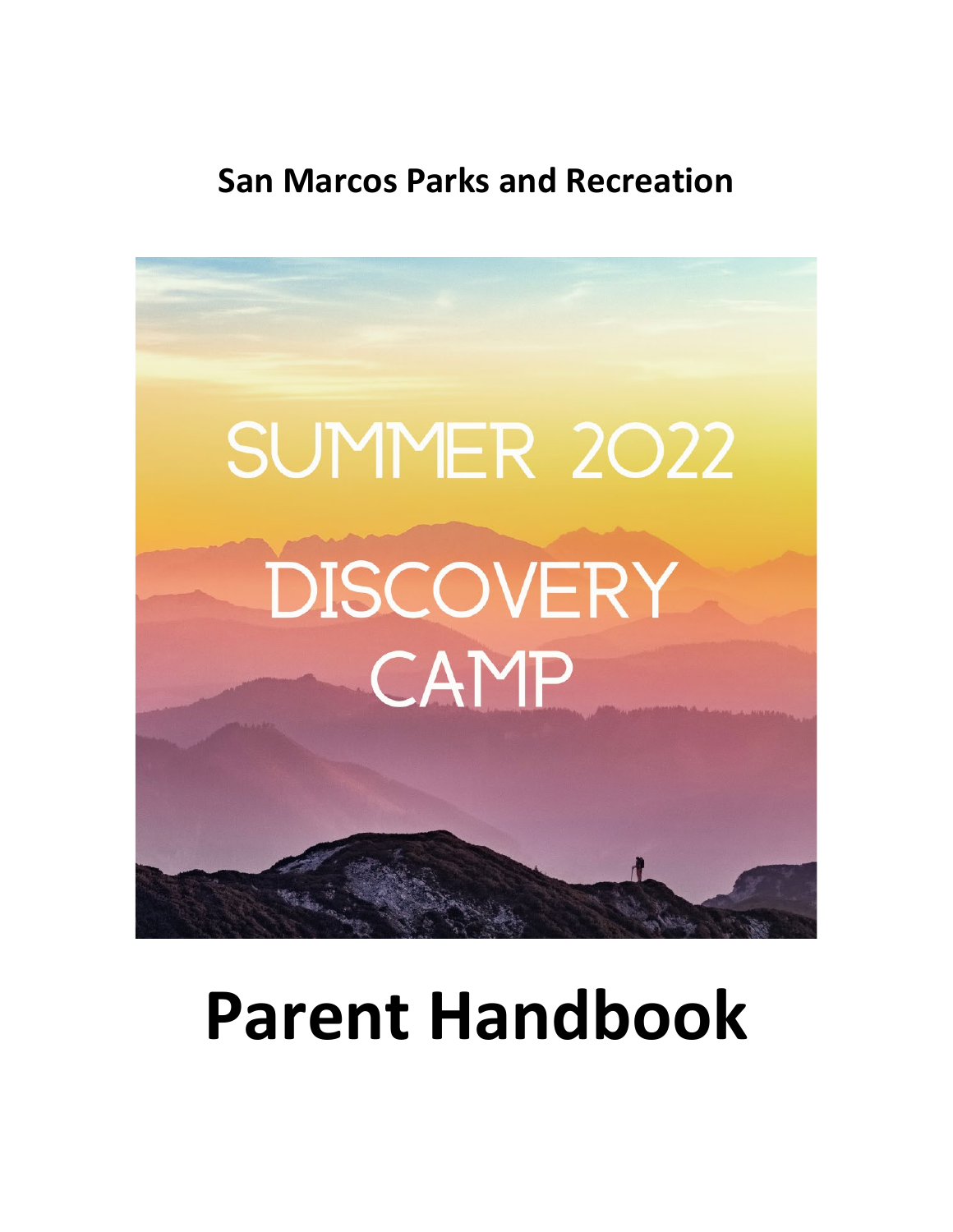**San Marcos Parks and Recreation**

SUMMER 2022

DISCOVERY CAMP

# Parent Handbook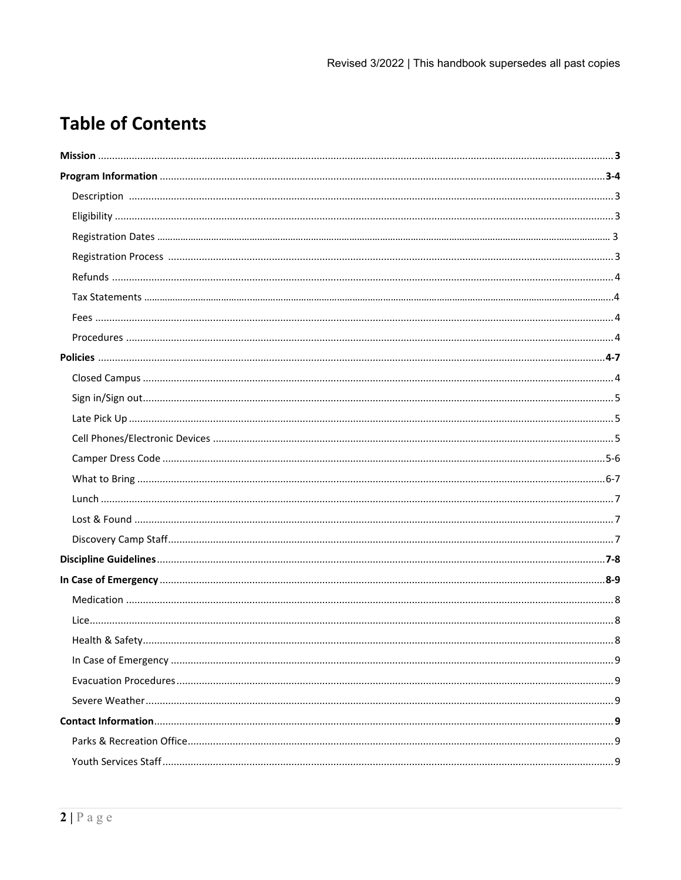Revised 3/2022 | This handbook supersedes all past copies

# Table of Contents

**Mission** .......... **3**

**Program Information** .......... **3-4**

- Description .......... 3
- Eligibility .......... 3
- Registration Dates .......... 3
- Registration Process .......... 3
- Refunds .......... 4
- Tax Statements .......... 4
- Fees .......... 4
- Procedures .......... 4

**Policies** .......... **4-7**

- Closed Campus .......... 4
- Sign in/Sign out .......... 5
- Late Pick Up .......... 5
- Cell Phones/Electronic Devices .......... 5
- Camper Dress Code .......... 5-6
- What to Bring .......... 6-7
- Lunch .......... 7
- Lost & Found .......... 7
- Discovery Camp Staff .......... 7

**Discipline Guidelines** .......... **7-8**

**In Case of Emergency** .......... **8-9**

- Medication .......... 8
- Lice .......... 8
- Health & Safety .......... 8
- In Case of Emergency .......... 9
- Evacuation Procedures .......... 9
- Severe Weather .......... 9

**Contact Information** .......... **9**

- Parks & Recreation Office .......... 9
- Youth Services Staff .......... 9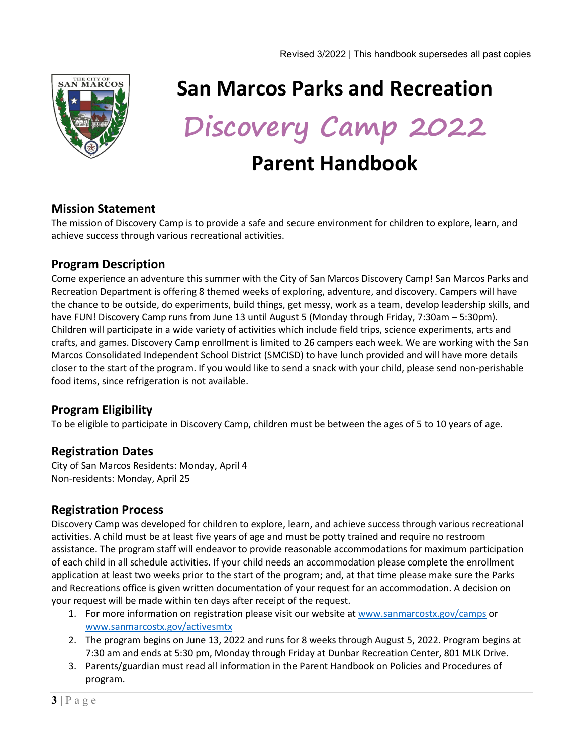Revised 3/2022 | This handbook supersedes all past copies

# San Marcos Parks and Recreation

# Discovery Camp 2022

# Parent Handbook

## Mission Statement

The mission of Discovery Camp is to provide a safe and secure environment for children to explore, learn, and achieve success through various recreational activities.

## Program Description

Come experience an adventure this summer with the City of San Marcos Discovery Camp! San Marcos Parks and Recreation Department is offering 8 themed weeks of exploring, adventure, and discovery. Campers will have the chance to be outside, do experiments, build things, get messy, work as a team, develop leadership skills, and have FUN! Discovery Camp runs from June 13 until August 5 (Monday through Friday, 7:30am – 5:30pm). Children will participate in a wide variety of activities which include field trips, science experiments, arts and crafts, and games. Discovery Camp enrollment is limited to 26 campers each week. We are working with the San Marcos Consolidated Independent School District (SMCISD) to have lunch provided and will have more details closer to the start of the program. If you would like to send a snack with your child, please send non-perishable food items, since refrigeration is not available.

## Program Eligibility

To be eligible to participate in Discovery Camp, children must be between the ages of 5 to 10 years of age.

## Registration Dates

City of San Marcos Residents: Monday, April 4
Non-residents: Monday, April 25

## Registration Process

Discovery Camp was developed for children to explore, learn, and achieve success through various recreational activities. A child must be at least five years of age and must be potty trained and require no restroom assistance. The program staff will endeavor to provide reasonable accommodations for maximum participation of each child in all schedule activities. If your child needs an accommodation please complete the enrollment application at least two weeks prior to the start of the program; and, at that time please make sure the Parks and Recreations office is given written documentation of your request for an accommodation. A decision on your request will be made within ten days after receipt of the request.

1. For more information on registration please visit our website at www.sanmarcostx.gov/camps or www.sanmarcostx.gov/activesmtx
2. The program begins on June 13, 2022 and runs for 8 weeks through August 5, 2022. Program begins at 7:30 am and ends at 5:30 pm, Monday through Friday at Dunbar Recreation Center, 801 MLK Drive.
3. Parents/guardian must read all information in the Parent Handbook on Policies and Procedures of program.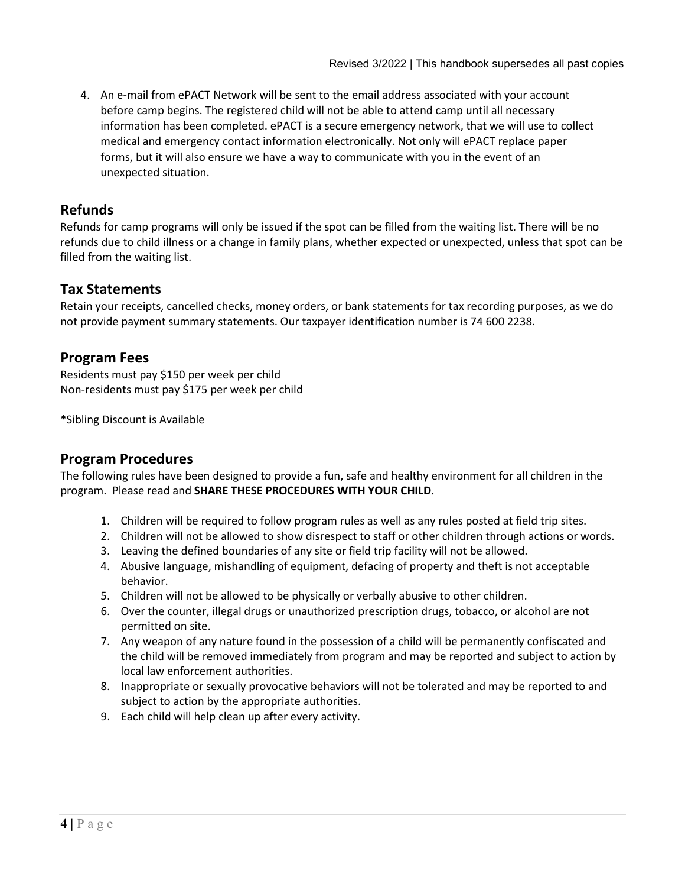4. An e-mail from ePACT Network will be sent to the email address associated with your account before camp begins. The registered child will not be able to attend camp until all necessary information has been completed. ePACT is a secure emergency network, that we will use to collect medical and emergency contact information electronically. Not only will ePACT replace paper forms, but it will also ensure we have a way to communicate with you in the event of an unexpected situation.

## Refunds

Refunds for camp programs will only be issued if the spot can be filled from the waiting list. There will be no refunds due to child illness or a change in family plans, whether expected or unexpected, unless that spot can be filled from the waiting list.

## Tax Statements

Retain your receipts, cancelled checks, money orders, or bank statements for tax recording purposes, as we do not provide payment summary statements. Our taxpayer identification number is 74 600 2238.

## Program Fees

Residents must pay $150 per week per child
Non-residents must pay $175 per week per child

*Sibling Discount is Available

## Program Procedures

The following rules have been designed to provide a fun, safe and healthy environment for all children in the program. Please read and **SHARE THESE PROCEDURES WITH YOUR CHILD.**

1. Children will be required to follow program rules as well as any rules posted at field trip sites.
2. Children will not be allowed to show disrespect to staff or other children through actions or words.
3. Leaving the defined boundaries of any site or field trip facility will not be allowed.
4. Abusive language, mishandling of equipment, defacing of property and theft is not acceptable behavior.
5. Children will not be allowed to be physically or verbally abusive to other children.
6. Over the counter, illegal drugs or unauthorized prescription drugs, tobacco, or alcohol are not permitted on site.
7. Any weapon of any nature found in the possession of a child will be permanently confiscated and the child will be removed immediately from program and may be reported and subject to action by local law enforcement authorities.
8. Inappropriate or sexually provocative behaviors will not be tolerated and may be reported to and subject to action by the appropriate authorities.
9. Each child will help clean up after every activity.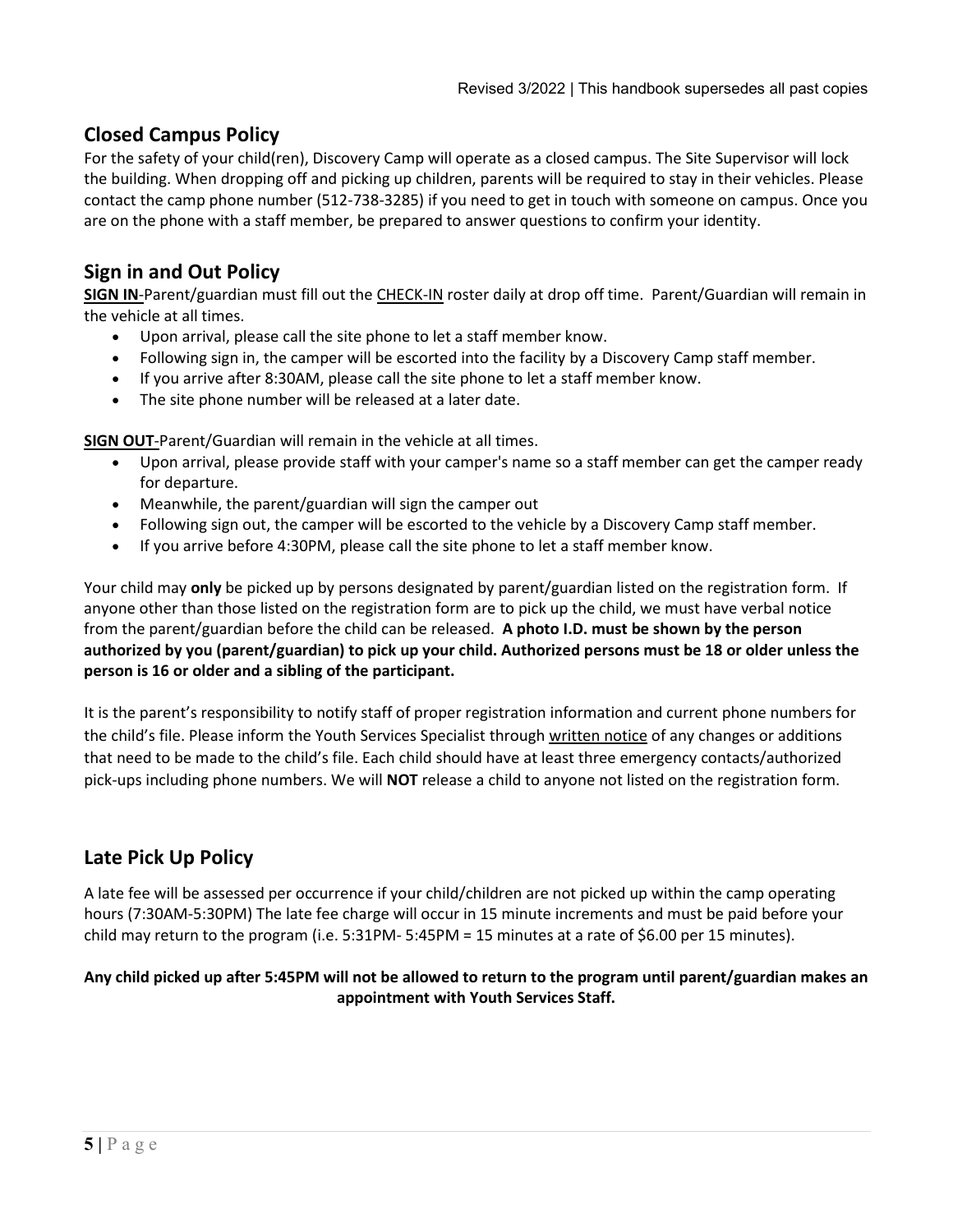## Closed Campus Policy

For the safety of your child(ren), Discovery Camp will operate as a closed campus. The Site Supervisor will lock the building. When dropping off and picking up children, parents will be required to stay in their vehicles. Please contact the camp phone number (512-738-3285) if you need to get in touch with someone on campus. Once you are on the phone with a staff member, be prepared to answer questions to confirm your identity.

## Sign in and Out Policy

**SIGN IN**-Parent/guardian must fill out the CHECK-IN roster daily at drop off time. Parent/Guardian will remain in the vehicle at all times.

- Upon arrival, please call the site phone to let a staff member know.
- Following sign in, the camper will be escorted into the facility by a Discovery Camp staff member.
- If you arrive after 8:30AM, please call the site phone to let a staff member know.
- The site phone number will be released at a later date.

**SIGN OUT**-Parent/Guardian will remain in the vehicle at all times.

- Upon arrival, please provide staff with your camper's name so a staff member can get the camper ready for departure.
- Meanwhile, the parent/guardian will sign the camper out
- Following sign out, the camper will be escorted to the vehicle by a Discovery Camp staff member.
- If you arrive before 4:30PM, please call the site phone to let a staff member know.

Your child may **only** be picked up by persons designated by parent/guardian listed on the registration form. If anyone other than those listed on the registration form are to pick up the child, we must have verbal notice from the parent/guardian before the child can be released. **A photo I.D. must be shown by the person authorized by you (parent/guardian) to pick up your child. Authorized persons must be 18 or older unless the person is 16 or older and a sibling of the participant.**

It is the parent's responsibility to notify staff of proper registration information and current phone numbers for the child's file. Please inform the Youth Services Specialist through written notice of any changes or additions that need to be made to the child's file. Each child should have at least three emergency contacts/authorized pick-ups including phone numbers. We will **NOT** release a child to anyone not listed on the registration form.

## Late Pick Up Policy

A late fee will be assessed per occurrence if your child/children are not picked up within the camp operating hours (7:30AM-5:30PM) The late fee charge will occur in 15 minute increments and must be paid before your child may return to the program (i.e. 5:31PM- 5:45PM = 15 minutes at a rate of $6.00 per 15 minutes).

**Any child picked up after 5:45PM will not be allowed to return to the program until parent/guardian makes an appointment with Youth Services Staff.**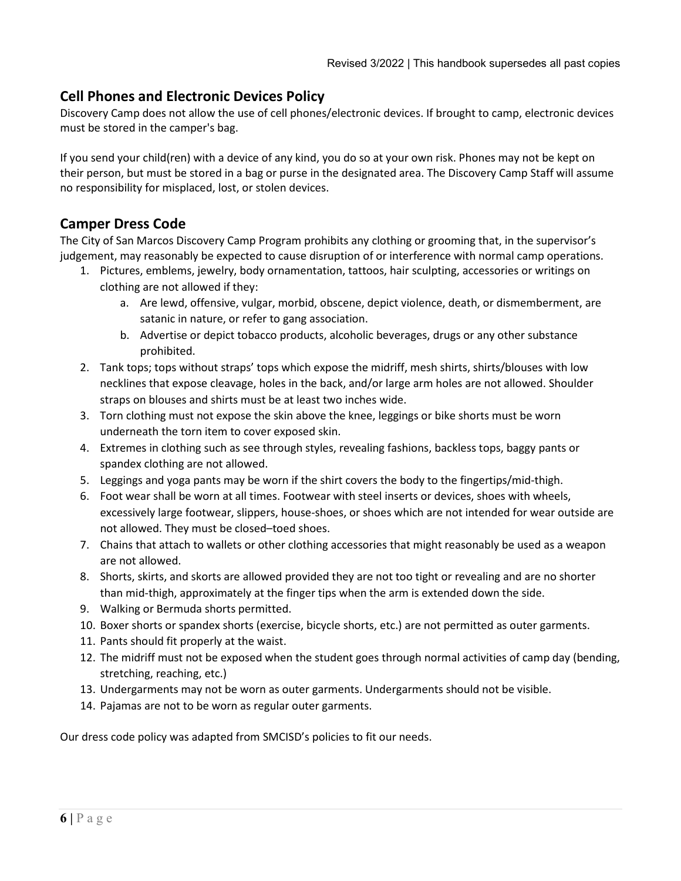## Cell Phones and Electronic Devices Policy

Discovery Camp does not allow the use of cell phones/electronic devices. If brought to camp, electronic devices must be stored in the camper's bag.

If you send your child(ren) with a device of any kind, you do so at your own risk. Phones may not be kept on their person, but must be stored in a bag or purse in the designated area. The Discovery Camp Staff will assume no responsibility for misplaced, lost, or stolen devices.

## Camper Dress Code

The City of San Marcos Discovery Camp Program prohibits any clothing or grooming that, in the supervisor's judgement, may reasonably be expected to cause disruption of or interference with normal camp operations.

1. Pictures, emblems, jewelry, body ornamentation, tattoos, hair sculpting, accessories or writings on clothing are not allowed if they:
   a. Are lewd, offensive, vulgar, morbid, obscene, depict violence, death, or dismemberment, are satanic in nature, or refer to gang association.
   b. Advertise or depict tobacco products, alcoholic beverages, drugs or any other substance prohibited.
2. Tank tops; tops without straps' tops which expose the midriff, mesh shirts, shirts/blouses with low necklines that expose cleavage, holes in the back, and/or large arm holes are not allowed. Shoulder straps on blouses and shirts must be at least two inches wide.
3. Torn clothing must not expose the skin above the knee, leggings or bike shorts must be worn underneath the torn item to cover exposed skin.
4. Extremes in clothing such as see through styles, revealing fashions, backless tops, baggy pants or spandex clothing are not allowed.
5. Leggings and yoga pants may be worn if the shirt covers the body to the fingertips/mid-thigh.
6. Foot wear shall be worn at all times. Footwear with steel inserts or devices, shoes with wheels, excessively large footwear, slippers, house-shoes, or shoes which are not intended for wear outside are not allowed. They must be closed–toed shoes.
7. Chains that attach to wallets or other clothing accessories that might reasonably be used as a weapon are not allowed.
8. Shorts, skirts, and skorts are allowed provided they are not too tight or revealing and are no shorter than mid-thigh, approximately at the finger tips when the arm is extended down the side.
9. Walking or Bermuda shorts permitted.
10. Boxer shorts or spandex shorts (exercise, bicycle shorts, etc.) are not permitted as outer garments.
11. Pants should fit properly at the waist.
12. The midriff must not be exposed when the student goes through normal activities of camp day (bending, stretching, reaching, etc.)
13. Undergarments may not be worn as outer garments. Undergarments should not be visible.
14. Pajamas are not to be worn as regular outer garments.

Our dress code policy was adapted from SMCISD's policies to fit our needs.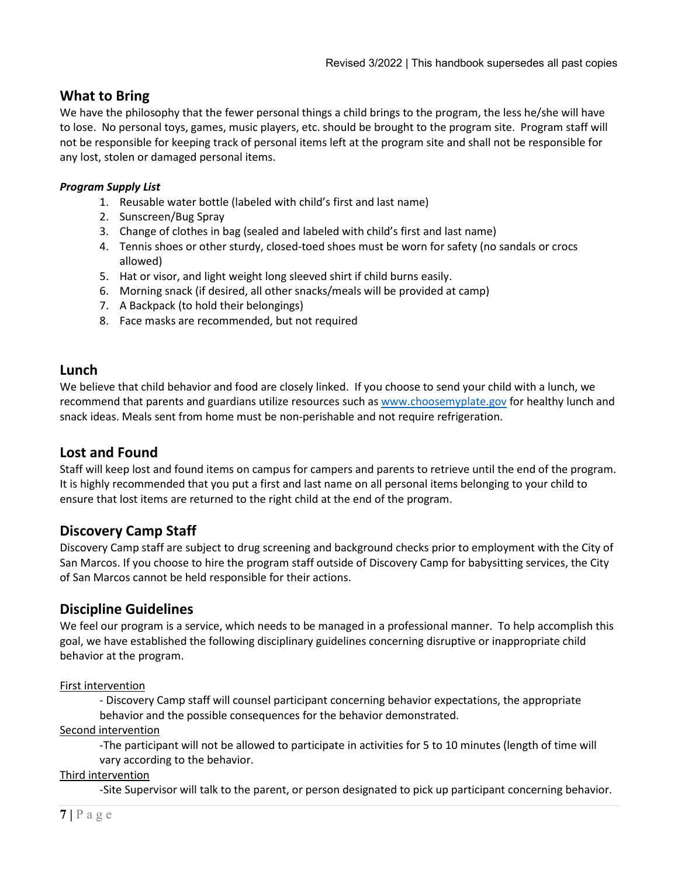## What to Bring

We have the philosophy that the fewer personal things a child brings to the program, the less he/she will have to lose. No personal toys, games, music players, etc. should be brought to the program site. Program staff will not be responsible for keeping track of personal items left at the program site and shall not be responsible for any lost, stolen or damaged personal items.

***Program Supply List***

1. Reusable water bottle (labeled with child's first and last name)
2. Sunscreen/Bug Spray
3. Change of clothes in bag (sealed and labeled with child's first and last name)
4. Tennis shoes or other sturdy, closed-toed shoes must be worn for safety (no sandals or crocs allowed)
5. Hat or visor, and light weight long sleeved shirt if child burns easily.
6. Morning snack (if desired, all other snacks/meals will be provided at camp)
7. A Backpack (to hold their belongings)
8. Face masks are recommended, but not required

## Lunch

We believe that child behavior and food are closely linked. If you choose to send your child with a lunch, we recommend that parents and guardians utilize resources such as [www.choosemyplate.gov](www.choosemyplate.gov) for healthy lunch and snack ideas. Meals sent from home must be non-perishable and not require refrigeration.

## Lost and Found

Staff will keep lost and found items on campus for campers and parents to retrieve until the end of the program. It is highly recommended that you put a first and last name on all personal items belonging to your child to ensure that lost items are returned to the right child at the end of the program.

## Discovery Camp Staff

Discovery Camp staff are subject to drug screening and background checks prior to employment with the City of San Marcos. If you choose to hire the program staff outside of Discovery Camp for babysitting services, the City of San Marcos cannot be held responsible for their actions.

## Discipline Guidelines

We feel our program is a service, which needs to be managed in a professional manner. To help accomplish this goal, we have established the following disciplinary guidelines concerning disruptive or inappropriate child behavior at the program.

<u>First intervention</u>

- Discovery Camp staff will counsel participant concerning behavior expectations, the appropriate behavior and the possible consequences for the behavior demonstrated.

<u>Second intervention</u>

-The participant will not be allowed to participate in activities for 5 to 10 minutes (length of time will vary according to the behavior.

<u>Third intervention</u>

-Site Supervisor will talk to the parent, or person designated to pick up participant concerning behavior.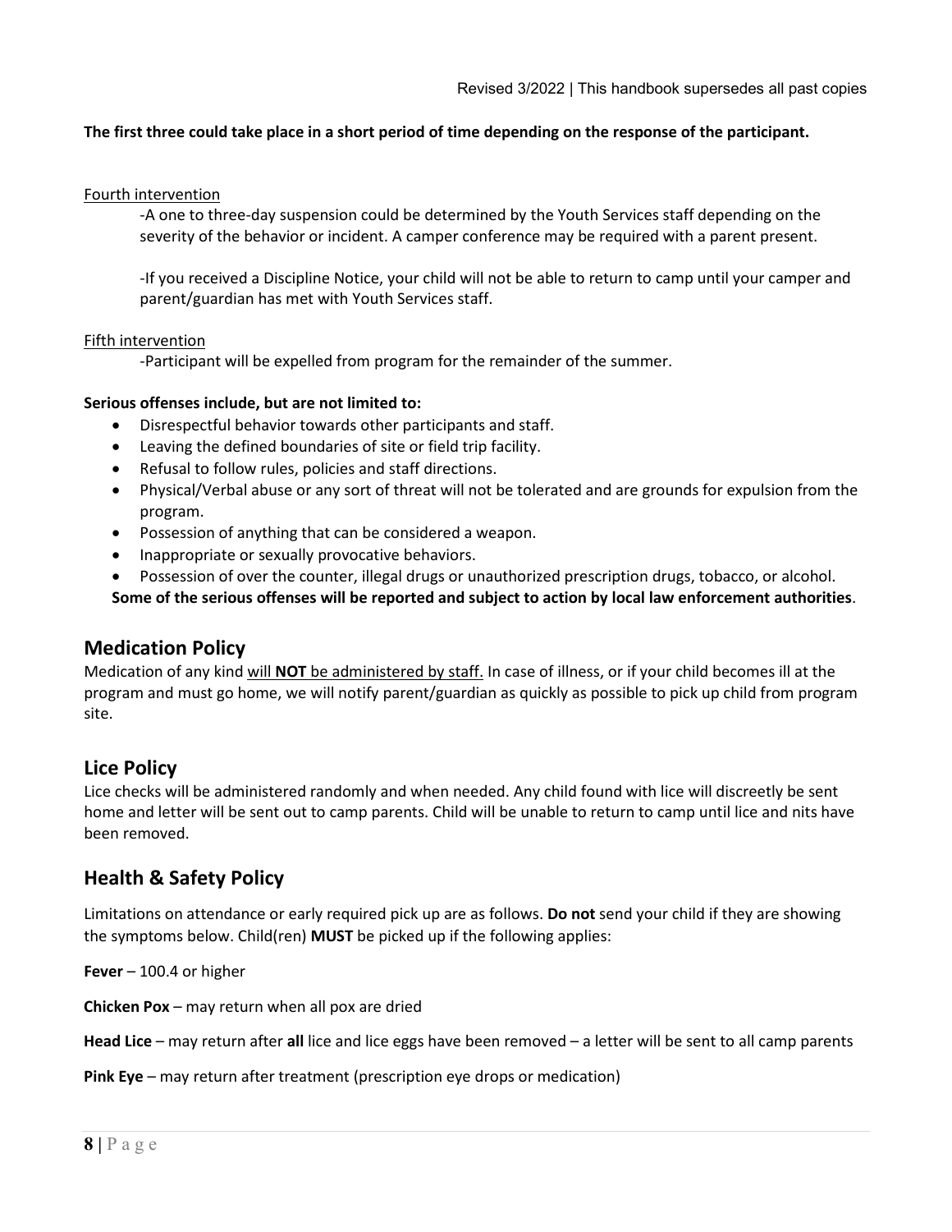**The first three could take place in a short period of time depending on the response of the participant.**

Fourth intervention

-A one to three-day suspension could be determined by the Youth Services staff depending on the severity of the behavior or incident. A camper conference may be required with a parent present.

-If you received a Discipline Notice, your child will not be able to return to camp until your camper and parent/guardian has met with Youth Services staff.

Fifth intervention

-Participant will be expelled from program for the remainder of the summer.

**Serious offenses include, but are not limited to:**

- Disrespectful behavior towards other participants and staff.
- Leaving the defined boundaries of site or field trip facility.
- Refusal to follow rules, policies and staff directions.
- Physical/Verbal abuse or any sort of threat will not be tolerated and are grounds for expulsion from the program.
- Possession of anything that can be considered a weapon.
- Inappropriate or sexually provocative behaviors.
- Possession of over the counter, illegal drugs or unauthorized prescription drugs, tobacco, or alcohol.

**Some of the serious offenses will be reported and subject to action by local law enforcement authorities**.

## Medication Policy

Medication of any kind will **NOT** be administered by staff. In case of illness, or if your child becomes ill at the program and must go home, we will notify parent/guardian as quickly as possible to pick up child from program site.

## Lice Policy

Lice checks will be administered randomly and when needed. Any child found with lice will discreetly be sent home and letter will be sent out to camp parents. Child will be unable to return to camp until lice and nits have been removed.

## Health & Safety Policy

Limitations on attendance or early required pick up are as follows. **Do not** send your child if they are showing the symptoms below. Child(ren) **MUST** be picked up if the following applies:

**Fever** – 100.4 or higher

**Chicken Pox** – may return when all pox are dried

**Head Lice** – may return after **all** lice and lice eggs have been removed – a letter will be sent to all camp parents

**Pink Eye** – may return after treatment (prescription eye drops or medication)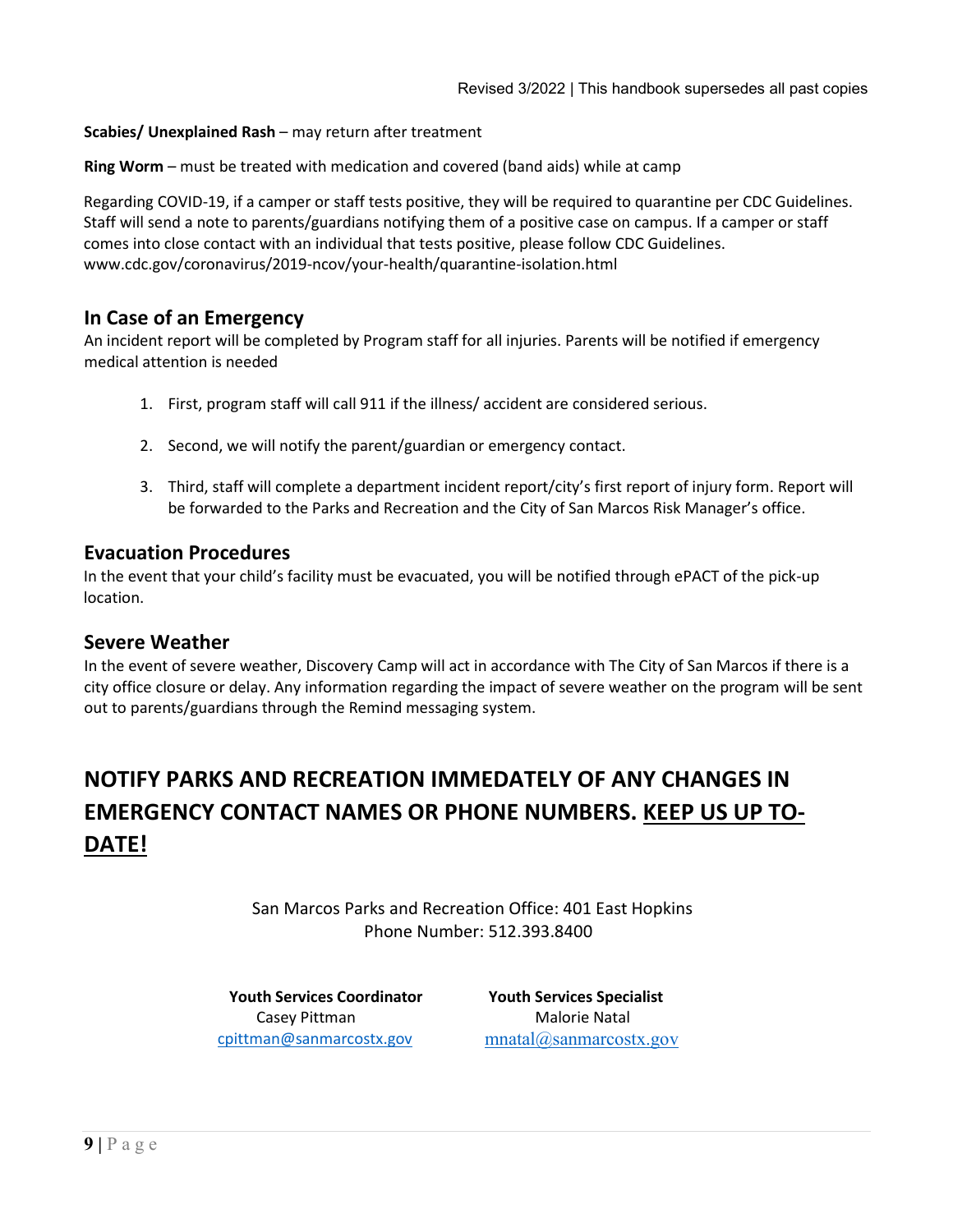**Scabies/ Unexplained Rash** – may return after treatment

**Ring Worm** – must be treated with medication and covered (band aids) while at camp

Regarding COVID-19, if a camper or staff tests positive, they will be required to quarantine per CDC Guidelines. Staff will send a note to parents/guardians notifying them of a positive case on campus. If a camper or staff comes into close contact with an individual that tests positive, please follow CDC Guidelines. www.cdc.gov/coronavirus/2019-ncov/your-health/quarantine-isolation.html

## In Case of an Emergency

An incident report will be completed by Program staff for all injuries. Parents will be notified if emergency medical attention is needed

1. First, program staff will call 911 if the illness/ accident are considered serious.
2. Second, we will notify the parent/guardian or emergency contact.
3. Third, staff will complete a department incident report/city's first report of injury form. Report will be forwarded to the Parks and Recreation and the City of San Marcos Risk Manager's office.

## Evacuation Procedures

In the event that your child's facility must be evacuated, you will be notified through ePACT of the pick-up location.

## Severe Weather

In the event of severe weather, Discovery Camp will act in accordance with The City of San Marcos if there is a city office closure or delay. Any information regarding the impact of severe weather on the program will be sent out to parents/guardians through the Remind messaging system.

## NOTIFY PARKS AND RECREATION IMMEDATELY OF ANY CHANGES IN EMERGENCY CONTACT NAMES OR PHONE NUMBERS. KEEP US UP TO-DATE!

San Marcos Parks and Recreation Office: 401 East Hopkins
Phone Number: 512.393.8400

**Youth Services Coordinator**
Casey Pittman
cpittman@sanmarcostx.gov

**Youth Services Specialist**
Malorie Natal
mnatal@sanmarcostx.gov